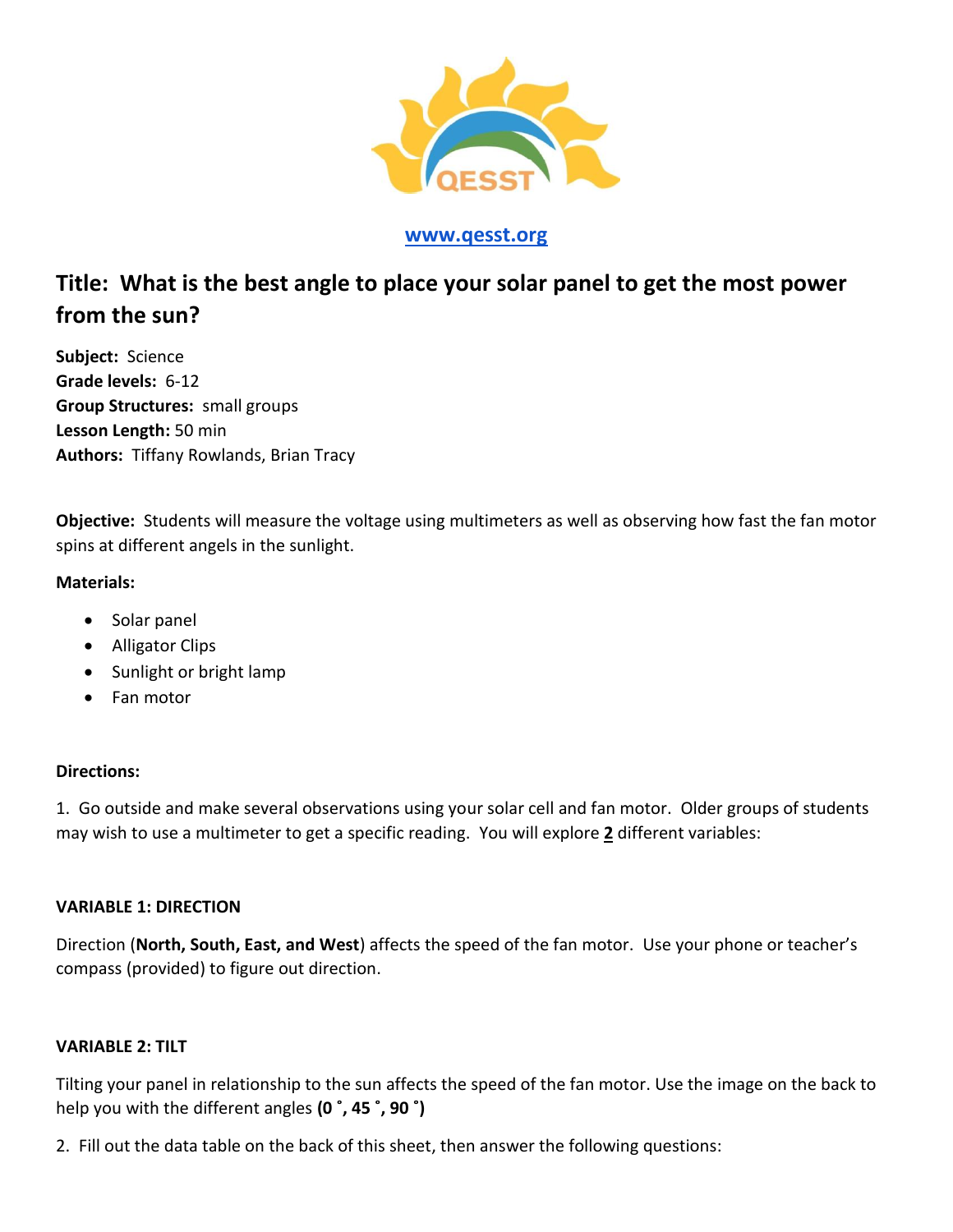QESST

[www.qesst.org](http://www.qesst.org)

# Title: What is the best angle to place your solar panel to get the most power from the sun?

**Subject:** Science
**Grade levels:** 6-12
**Group Structures:** small groups
**Lesson Length:** 50 min
**Authors:** Tiffany Rowlands, Brian Tracy

**Objective:** Students will measure the voltage using multimeters as well as observing how fast the fan motor spins at different angels in the sunlight.

**Materials:**

- Solar panel
- Alligator Clips
- Sunlight or bright lamp
- Fan motor

**Directions:**

1. Go outside and make several observations using your solar cell and fan motor. Older groups of students may wish to use a multimeter to get a specific reading. You will explore **2** different variables:

**VARIABLE 1: DIRECTION**

Direction (**North, South, East, and West**) affects the speed of the fan motor. Use your phone or teacher's compass (provided) to figure out direction.

**VARIABLE 2: TILT**

Tilting your panel in relationship to the sun affects the speed of the fan motor. Use the image on the back to help you with the different angles **(0 ˚, 45 ˚, 90 ˚)**

2. Fill out the data table on the back of this sheet, then answer the following questions: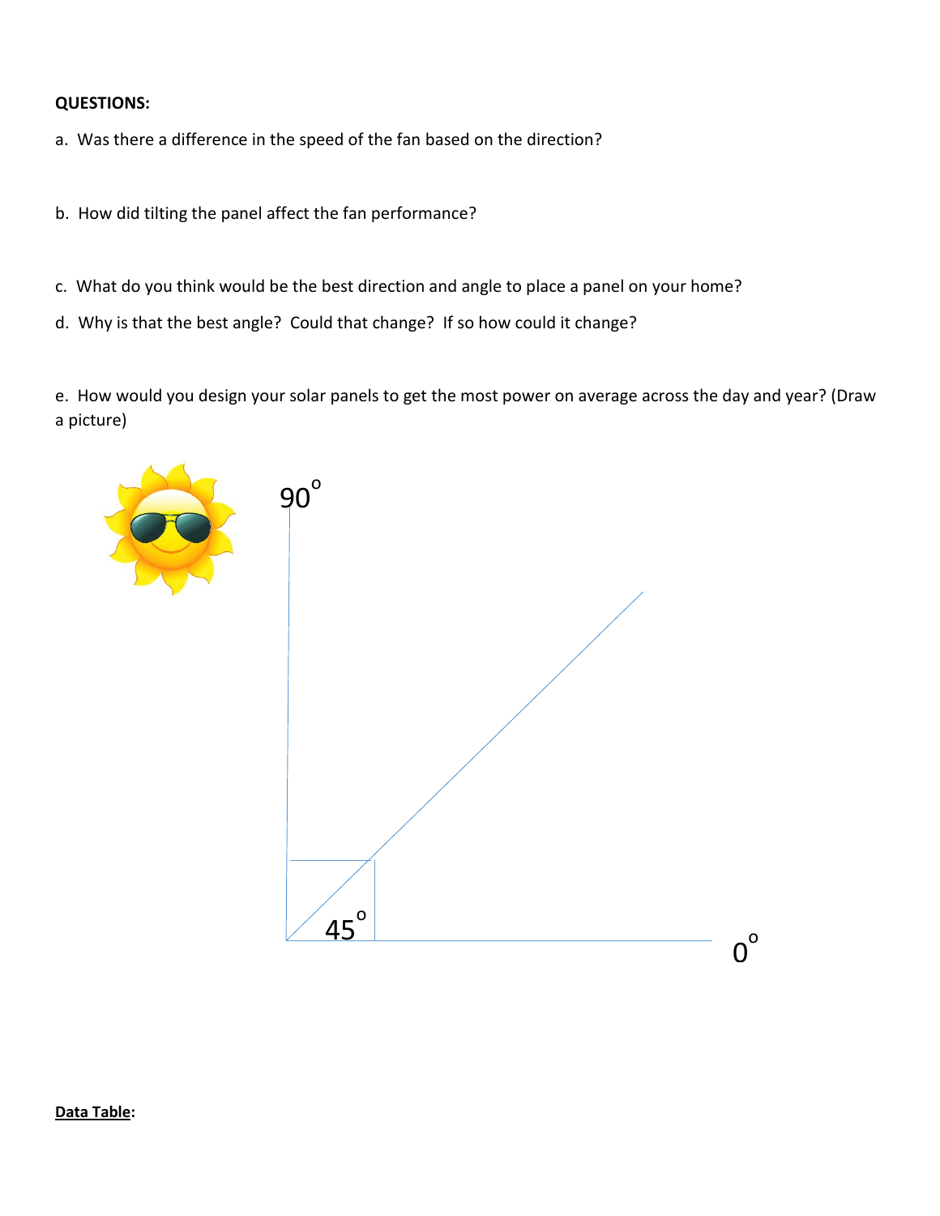**QUESTIONS:**

a. Was there a difference in the speed of the fan based on the direction?

b. How did tilting the panel affect the fan performance?

c. What do you think would be the best direction and angle to place a panel on your home?

d. Why is that the best angle? Could that change? If so how could it change?

e. How would you design your solar panels to get the most power on average across the day and year? (Draw a picture)

90°

45°

0°

**<u>Data Table</u>:**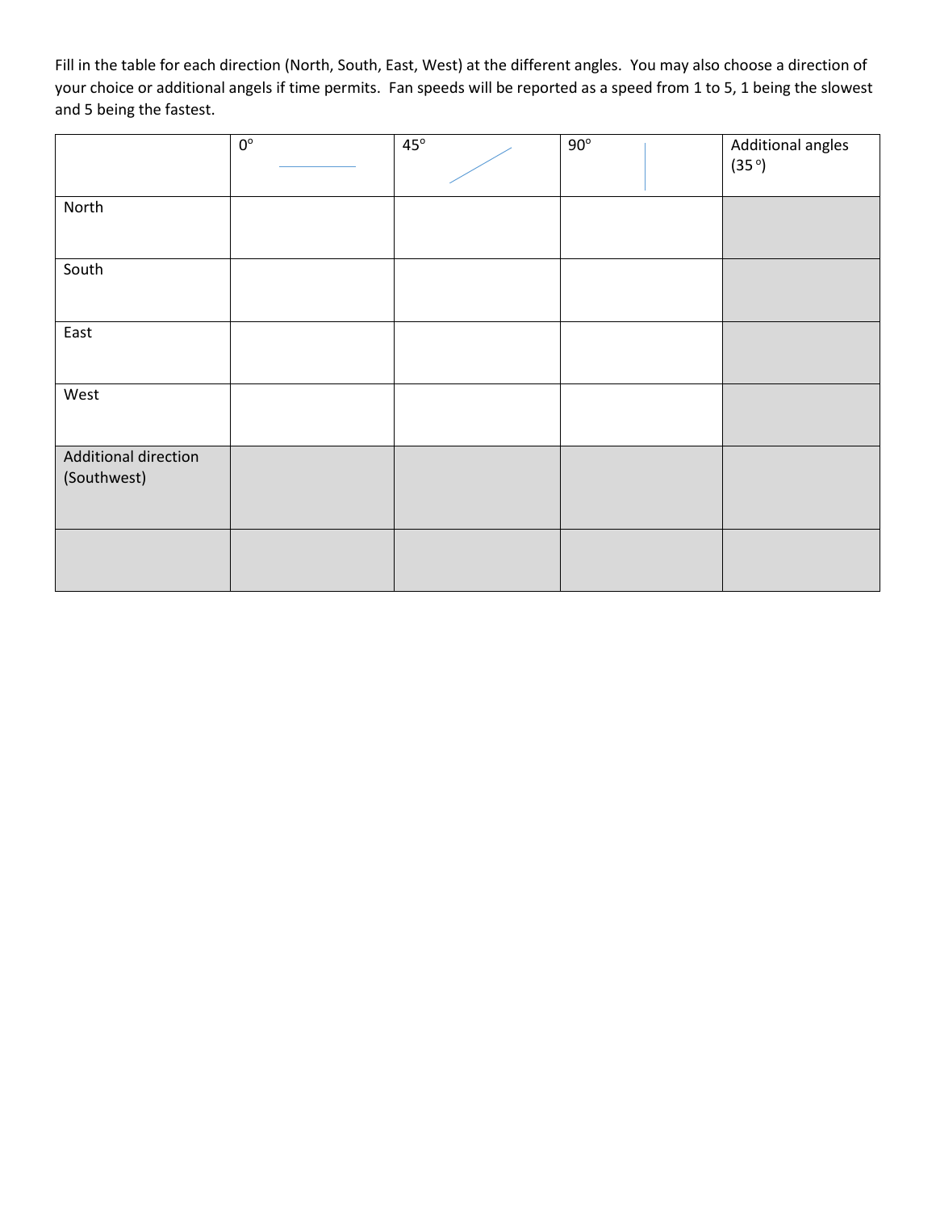Fill in the table for each direction (North, South, East, West) at the different angles. You may also choose a direction of your choice or additional angels if time permits. Fan speeds will be reported as a speed from 1 to 5, 1 being the slowest and 5 being the fastest.

| | 0° | 45° | 90° | Additional angles (35°) |
|---|---|---|---|---|
| North | | | | |
| South | | | | |
| East | | | | |
| West | | | | |
| Additional direction (Southwest) | | | | |
| | | | | |